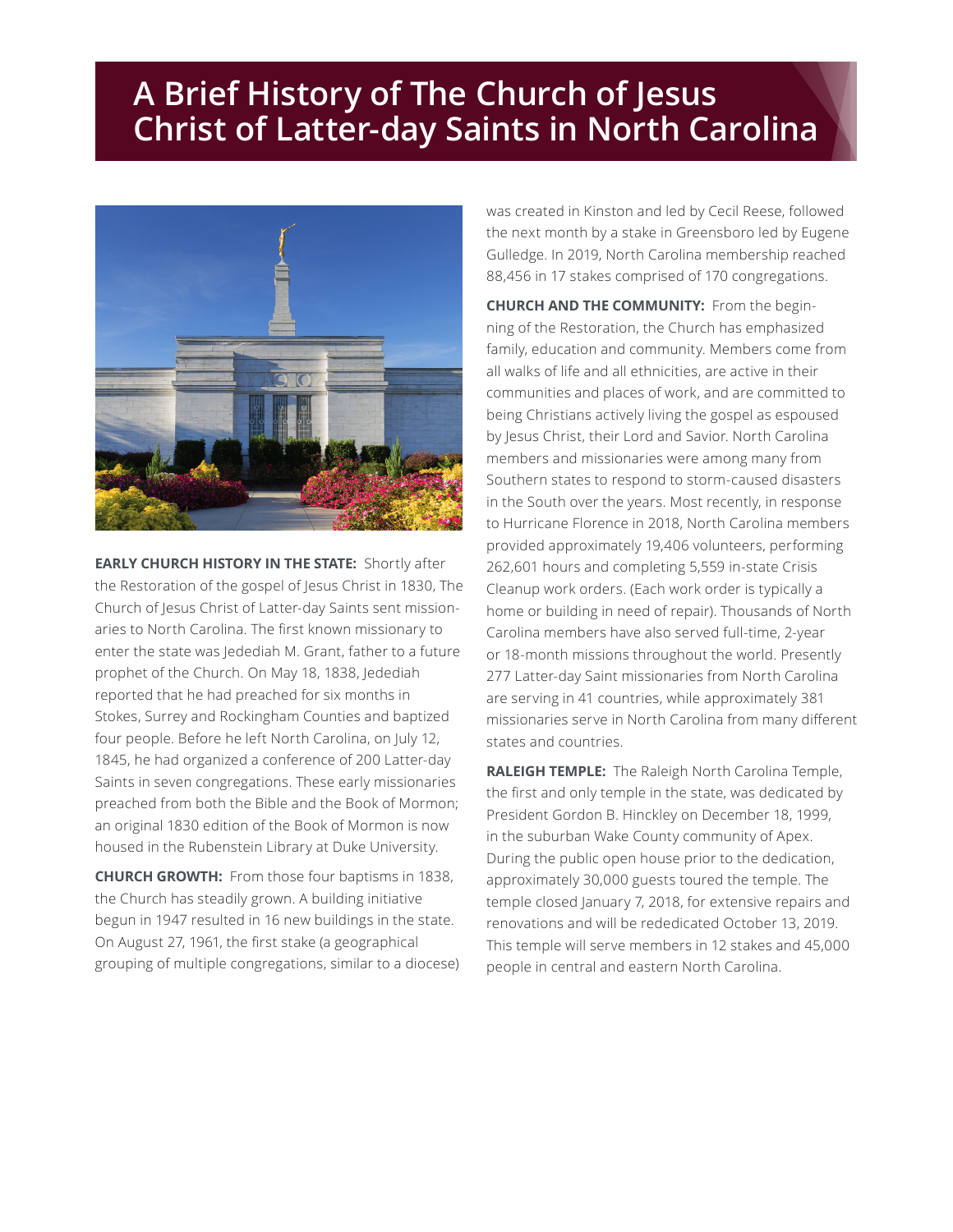# A Brief History of The Church of Jesus Christ of Latter-day Saints in North Carolina

**EARLY CHURCH HISTORY IN THE STATE:** Shortly after the Restoration of the gospel of Jesus Christ in 1830, The Church of Jesus Christ of Latter-day Saints sent missionaries to North Carolina. The first known missionary to enter the state was Jedediah M. Grant, father to a future prophet of the Church. On May 18, 1838, Jedediah reported that he had preached for six months in Stokes, Surrey and Rockingham Counties and baptized four people. Before he left North Carolina, on July 12, 1845, he had organized a conference of 200 Latter-day Saints in seven congregations. These early missionaries preached from both the Bible and the Book of Mormon; an original 1830 edition of the Book of Mormon is now housed in the Rubenstein Library at Duke University.

**CHURCH GROWTH:** From those four baptisms in 1838, the Church has steadily grown. A building initiative begun in 1947 resulted in 16 new buildings in the state. On August 27, 1961, the first stake (a geographical grouping of multiple congregations, similar to a diocese) was created in Kinston and led by Cecil Reese, followed the next month by a stake in Greensboro led by Eugene Gulledge. In 2019, North Carolina membership reached 88,456 in 17 stakes comprised of 170 congregations.

**CHURCH AND THE COMMUNITY:** From the beginning of the Restoration, the Church has emphasized family, education and community. Members come from all walks of life and all ethnicities, are active in their communities and places of work, and are committed to being Christians actively living the gospel as espoused by Jesus Christ, their Lord and Savior. North Carolina members and missionaries were among many from Southern states to respond to storm-caused disasters in the South over the years. Most recently, in response to Hurricane Florence in 2018, North Carolina members provided approximately 19,406 volunteers, performing 262,601 hours and completing 5,559 in-state Crisis Cleanup work orders. (Each work order is typically a home or building in need of repair). Thousands of North Carolina members have also served full-time, 2-year or 18-month missions throughout the world. Presently 277 Latter-day Saint missionaries from North Carolina are serving in 41 countries, while approximately 381 missionaries serve in North Carolina from many different states and countries.

**RALEIGH TEMPLE:** The Raleigh North Carolina Temple, the first and only temple in the state, was dedicated by President Gordon B. Hinckley on December 18, 1999, in the suburban Wake County community of Apex. During the public open house prior to the dedication, approximately 30,000 guests toured the temple. The temple closed January 7, 2018, for extensive repairs and renovations and will be rededicated October 13, 2019. This temple will serve members in 12 stakes and 45,000 people in central and eastern North Carolina.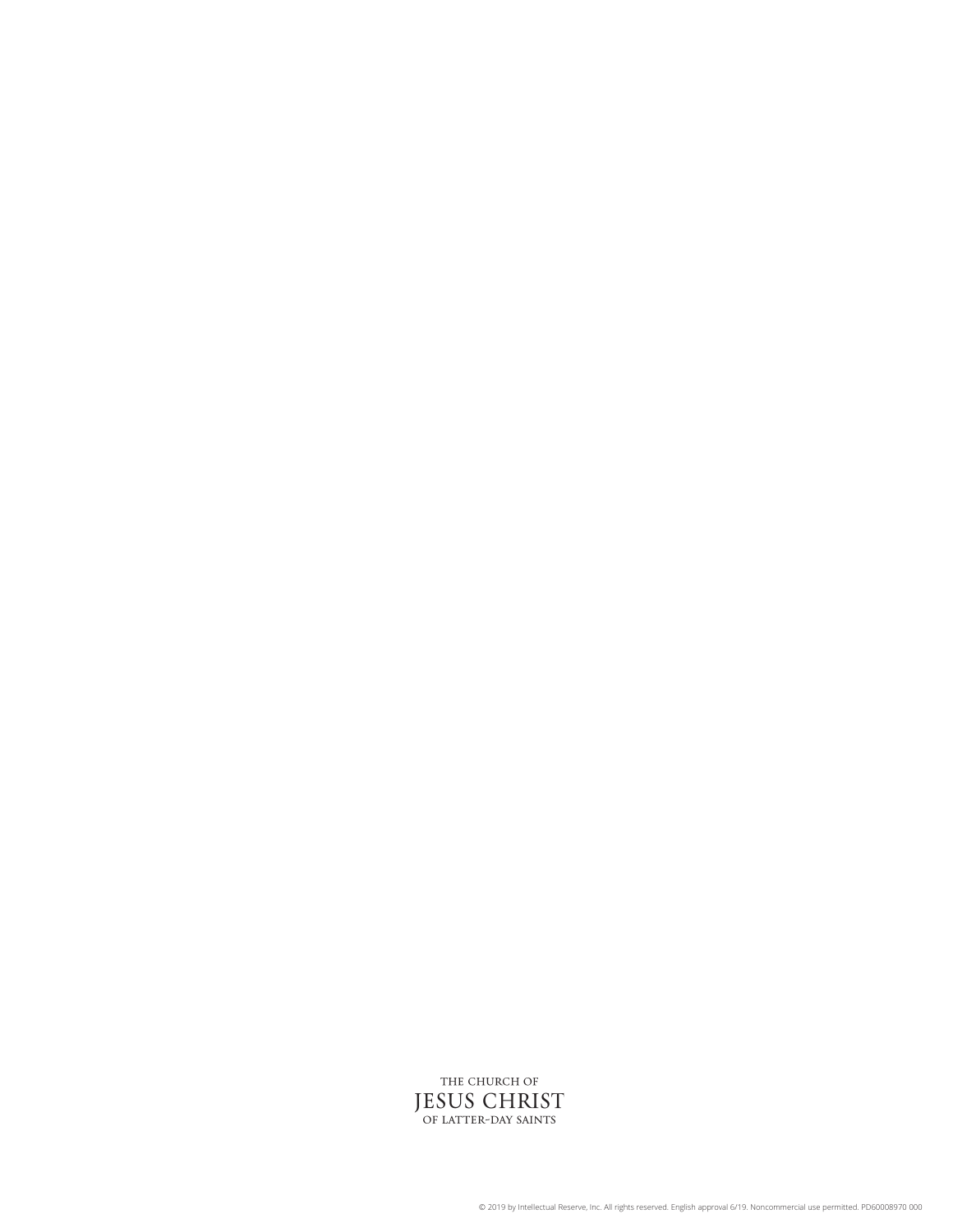THE CHURCH OF
JESUS CHRIST
OF LATTER-DAY SAINTS

© 2019 by Intellectual Reserve, Inc. All rights reserved. English approval 6/19. Noncommercial use permitted. PD60008970 000